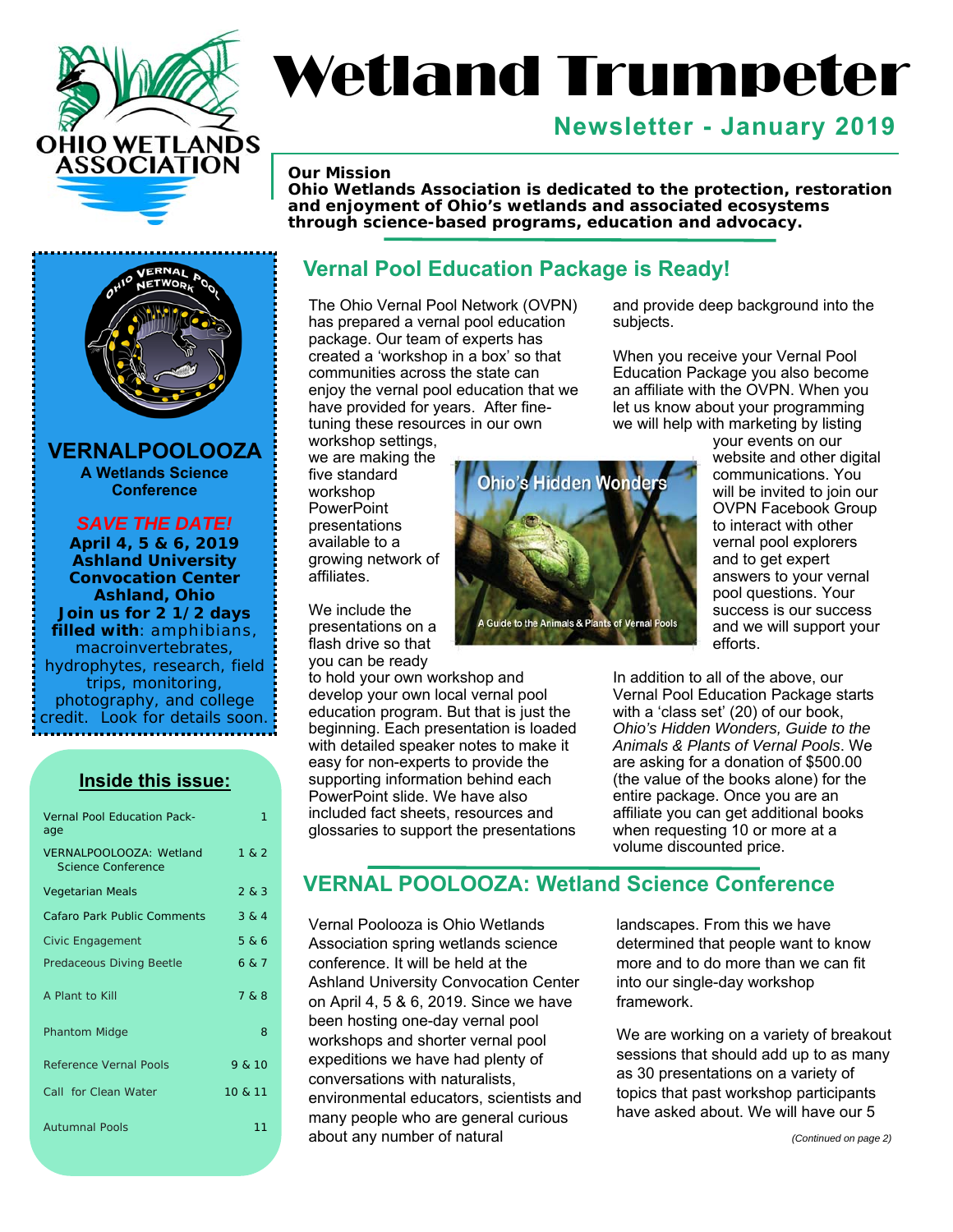# Wetland Trumpeter

## Newsletter - January 2019

**Our Mission**
**Ohio Wetlands Association is dedicated to the protection, restoration and enjoyment of Ohio's wetlands and associated ecosystems through science-based programs, education and advocacy.**

**VERNALPOOLOOZA**
**A Wetlands Science Conference**

***SAVE THE DATE!***
**April 4, 5 & 6, 2019**
**Ashland University Convocation Center**
**Ashland, Ohio**
**Join us for 2 1/2 days filled with**: amphibians, macroinvertebrates, hydrophytes, research, field trips, monitoring, photography, and college credit. Look for details soon.

**Inside this issue:**

| | |
|---|---|
| Vernal Pool Education Package | 1 |
| VERNALPOOLOOZA: Wetland Science Conference | 1 & 2 |
| Vegetarian Meals | 2 & 3 |
| Cafaro Park Public Comments | 3 & 4 |
| Civic Engagement | 5 & 6 |
| Predaceous Diving Beetle | 6 & 7 |
| A Plant to Kill | 7 & 8 |
| Phantom Midge | 8 |
| Reference Vernal Pools | 9 & 10 |
| Call for Clean Water | 10 & 11 |
| Autumnal Pools | 11 |

## Vernal Pool Education Package is Ready!

The Ohio Vernal Pool Network (OVPN) has prepared a vernal pool education package. Our team of experts has created a 'workshop in a box' so that communities across the state can enjoy the vernal pool education that we have provided for years. After fine-tuning these resources in our own workshop settings, we are making the five standard workshop PowerPoint presentations available to a growing network of affiliates.

We include the presentations on a flash drive so that you can be ready to hold your own workshop and develop your own local vernal pool education program. But that is just the beginning. Each presentation is loaded with detailed speaker notes to make it easy for non-experts to provide the supporting information behind each PowerPoint slide. We have also included fact sheets, resources and glossaries to support the presentations and provide deep background into the subjects.

When you receive your Vernal Pool Education Package you also become an affiliate with the OVPN. When you let us know about your programming we will help with marketing by listing your events on our website and other digital communications. You will be invited to join our OVPN Facebook Group to interact with other vernal pool explorers and to get expert answers to your vernal pool questions. Your success is our success and we will support your efforts.

Ohio's Hidden Wonders
A Guide to the Animals & Plants of Vernal Pools

In addition to all of the above, our Vernal Pool Education Package starts with a 'class set' (20) of our book, *Ohio's Hidden Wonders, Guide to the Animals & Plants of Vernal Pools*. We are asking for a donation of $500.00 (the value of the books alone) for the entire package. Once you are an affiliate you can get additional books when requesting 10 or more at a volume discounted price.

## VERNAL POOLOOZA: Wetland Science Conference

Vernal Poolooza is Ohio Wetlands Association spring wetlands science conference. It will be held at the Ashland University Convocation Center on April 4, 5 & 6, 2019. Since we have been hosting one-day vernal pool workshops and shorter vernal pool expeditions we have had plenty of conversations with naturalists, environmental educators, scientists and many people who are general curious about any number of natural landscapes. From this we have determined that people want to know more and to do more than we can fit into our single-day workshop framework.

We are working on a variety of breakout sessions that should add up to as many as 30 presentations on a variety of topics that past workshop participants have asked about. We will have our 5

*(Continued on page 2)*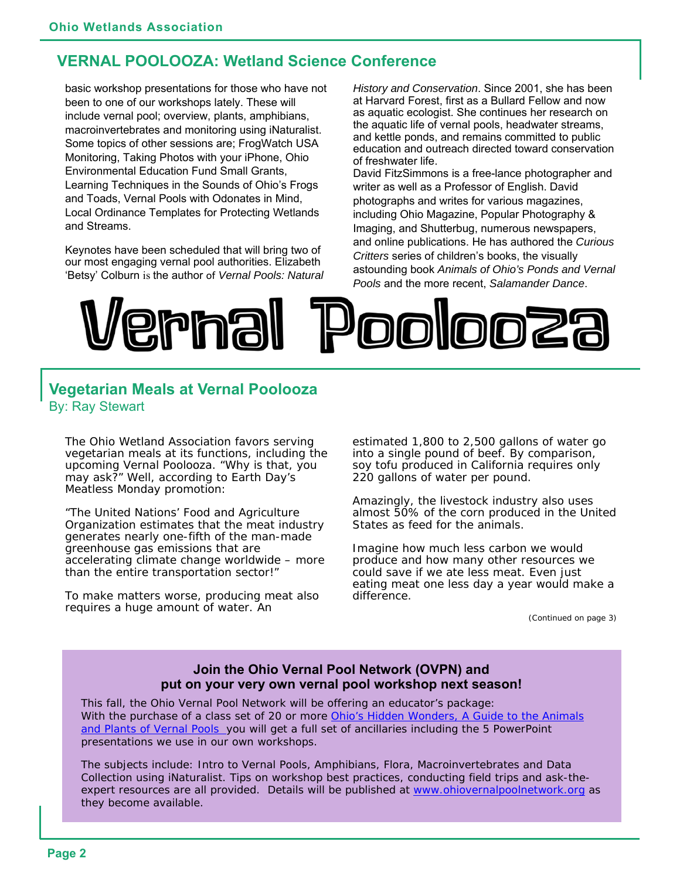## VERNAL POOLOOZA: Wetland Science Conference

basic workshop presentations for those who have not been to one of our workshops lately. These will include vernal pool; overview, plants, amphibians, macroinvertebrates and monitoring using iNaturalist. Some topics of other sessions are; FrogWatch USA Monitoring, Taking Photos with your iPhone, Ohio Environmental Education Fund Small Grants, Learning Techniques in the Sounds of Ohio's Frogs and Toads, Vernal Pools with Odonates in Mind, Local Ordinance Templates for Protecting Wetlands and Streams.

Keynotes have been scheduled that will bring two of our most engaging vernal pool authorities. Elizabeth 'Betsy' Colburn is the author of *Vernal Pools: Natural History and Conservation*. Since 2001, she has been at Harvard Forest, first as a Bullard Fellow and now as aquatic ecologist. She continues her research on the aquatic life of vernal pools, headwater streams, and kettle ponds, and remains committed to public education and outreach directed toward conservation of freshwater life.

David FitzSimmons is a free-lance photographer and writer as well as a Professor of English. David photographs and writes for various magazines, including Ohio Magazine, Popular Photography & Imaging, and Shutterbug, numerous newspapers, and online publications. He has authored the *Curious Critters* series of children's books, the visually astounding book *Animals of Ohio's Ponds and Vernal Pools* and the more recent, *Salamander Dance*.

# Vernal Poolooza

## Vegetarian Meals at Vernal Poolooza

By: Ray Stewart

The Ohio Wetland Association favors serving vegetarian meals at its functions, including the upcoming Vernal Poolooza. "Why is that, you may ask?" Well, according to Earth Day's Meatless Monday promotion:

"The United Nations' Food and Agriculture Organization estimates that the meat industry generates nearly one-fifth of the man-made greenhouse gas emissions that are accelerating climate change worldwide – more than the entire transportation sector!"

To make matters worse, producing meat also requires a huge amount of water. An estimated 1,800 to 2,500 gallons of water go into a single pound of beef. By comparison, soy tofu produced in California requires only 220 gallons of water per pound.

Amazingly, the livestock industry also uses almost 50% of the corn produced in the United States as feed for the animals.

Imagine how much less carbon we would produce and how many other resources we could save if we ate less meat. Even just eating meat one less day a year would make a difference.

*(Continued on page 3)*

### Join the Ohio Vernal Pool Network (OVPN) and put on your very own vernal pool workshop next season!

This fall, the Ohio Vernal Pool Network will be offering an educator's package: With the purchase of a class set of 20 or more Ohio's Hidden Wonders, A Guide to the Animals and Plants of Vernal Pools you will get a full set of ancillaries including the 5 PowerPoint presentations we use in our own workshops.

The subjects include: Intro to Vernal Pools, Amphibians, Flora, Macroinvertebrates and Data Collection using iNaturalist. Tips on workshop best practices, conducting field trips and ask-the-expert resources are all provided. Details will be published at www.ohiovernalpoolnetwork.org as they become available.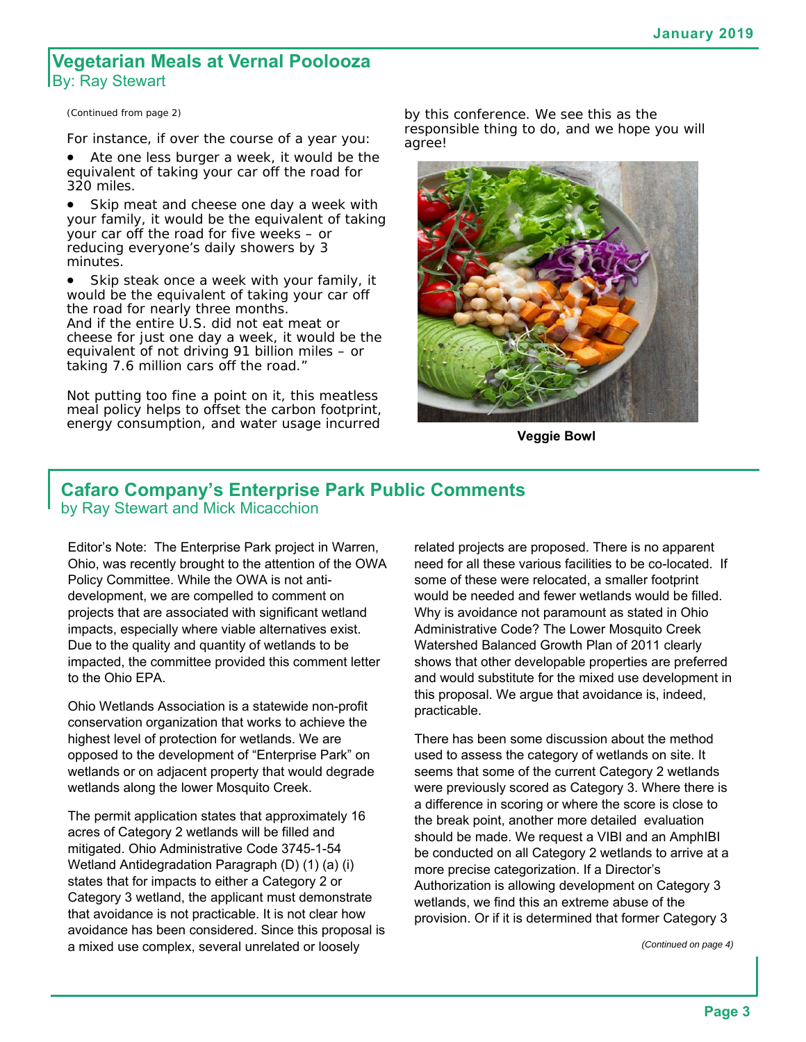## Vegetarian Meals at Vernal Poolooza

By: Ray Stewart

(Continued from page 2)

For instance, if over the course of a year you:

- Ate one less burger a week, it would be the equivalent of taking your car off the road for 320 miles.
- Skip meat and cheese one day a week with your family, it would be the equivalent of taking your car off the road for five weeks – or reducing everyone's daily showers by 3 minutes.
- Skip steak once a week with your family, it would be the equivalent of taking your car off the road for nearly three months.

And if the entire U.S. did not eat meat or cheese for just one day a week, it would be the equivalent of not driving 91 billion miles – or taking 7.6 million cars off the road."

Not putting too fine a point on it, this meatless meal policy helps to offset the carbon footprint, energy consumption, and water usage incurred by this conference. We see this as the responsible thing to do, and we hope you will agree!

**Veggie Bowl**

## Cafaro Company's Enterprise Park Public Comments

by Ray Stewart and Mick Micacchion

Editor's Note: The Enterprise Park project in Warren, Ohio, was recently brought to the attention of the OWA Policy Committee. While the OWA is not anti-development, we are compelled to comment on projects that are associated with significant wetland impacts, especially where viable alternatives exist. Due to the quality and quantity of wetlands to be impacted, the committee provided this comment letter to the Ohio EPA.

Ohio Wetlands Association is a statewide non-profit conservation organization that works to achieve the highest level of protection for wetlands. We are opposed to the development of "Enterprise Park" on wetlands or on adjacent property that would degrade wetlands along the lower Mosquito Creek.

The permit application states that approximately 16 acres of Category 2 wetlands will be filled and mitigated. Ohio Administrative Code 3745-1-54 Wetland Antidegradation Paragraph (D) (1) (a) (i) states that for impacts to either a Category 2 or Category 3 wetland, the applicant must demonstrate that avoidance is not practicable. It is not clear how avoidance has been considered. Since this proposal is a mixed use complex, several unrelated or loosely related projects are proposed. There is no apparent need for all these various facilities to be co-located. If some of these were relocated, a smaller footprint would be needed and fewer wetlands would be filled. Why is avoidance not paramount as stated in Ohio Administrative Code? The Lower Mosquito Creek Watershed Balanced Growth Plan of 2011 clearly shows that other developable properties are preferred and would substitute for the mixed use development in this proposal. We argue that avoidance is, indeed, practicable.

There has been some discussion about the method used to assess the category of wetlands on site. It seems that some of the current Category 2 wetlands were previously scored as Category 3. Where there is a difference in scoring or where the score is close to the break point, another more detailed evaluation should be made. We request a VIBI and an AmphIBI be conducted on all Category 2 wetlands to arrive at a more precise categorization. If a Director's Authorization is allowing development on Category 3 wetlands, we find this an extreme abuse of the provision. Or if it is determined that former Category 3

*(Continued on page 4)*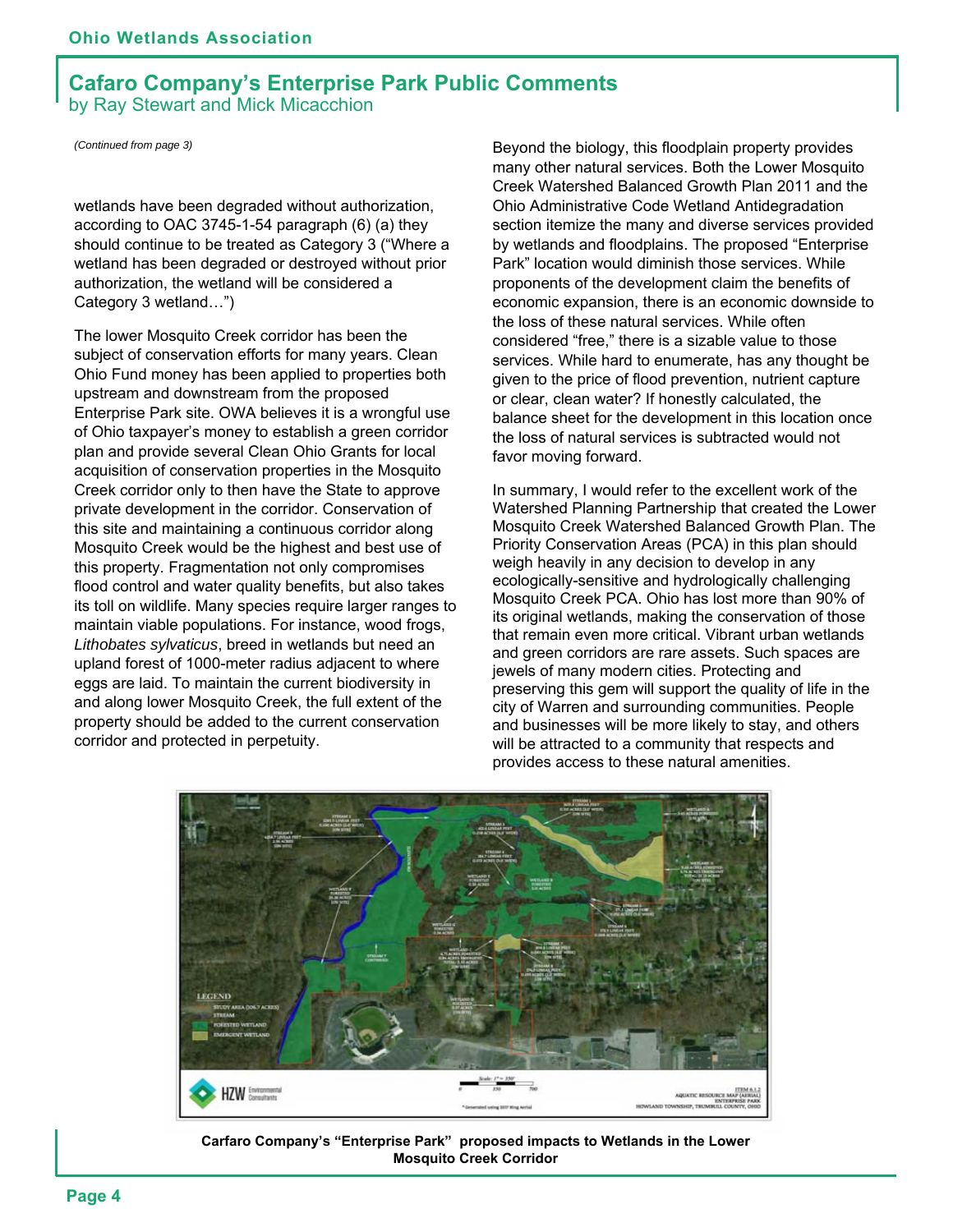## Cafaro Company's Enterprise Park Public Comments

by Ray Stewart and Mick Micacchion

*(Continued from page 3)*

wetlands have been degraded without authorization, according to OAC 3745-1-54 paragraph (6) (a) they should continue to be treated as Category 3 ("Where a wetland has been degraded or destroyed without prior authorization, the wetland will be considered a Category 3 wetland…")

The lower Mosquito Creek corridor has been the subject of conservation efforts for many years. Clean Ohio Fund money has been applied to properties both upstream and downstream from the proposed Enterprise Park site. OWA believes it is a wrongful use of Ohio taxpayer's money to establish a green corridor plan and provide several Clean Ohio Grants for local acquisition of conservation properties in the Mosquito Creek corridor only to then have the State to approve private development in the corridor. Conservation of this site and maintaining a continuous corridor along Mosquito Creek would be the highest and best use of this property. Fragmentation not only compromises flood control and water quality benefits, but also takes its toll on wildlife. Many species require larger ranges to maintain viable populations. For instance, wood frogs, *Lithobates sylvaticus*, breed in wetlands but need an upland forest of 1000-meter radius adjacent to where eggs are laid. To maintain the current biodiversity in and along lower Mosquito Creek, the full extent of the property should be added to the current conservation corridor and protected in perpetuity.

Beyond the biology, this floodplain property provides many other natural services. Both the Lower Mosquito Creek Watershed Balanced Growth Plan 2011 and the Ohio Administrative Code Wetland Antidegradation section itemize the many and diverse services provided by wetlands and floodplains. The proposed "Enterprise Park" location would diminish those services. While proponents of the development claim the benefits of economic expansion, there is an economic downside to the loss of these natural services. While often considered "free," there is a sizable value to those services. While hard to enumerate, has any thought be given to the price of flood prevention, nutrient capture or clear, clean water? If honestly calculated, the balance sheet for the development in this location once the loss of natural services is subtracted would not favor moving forward.

In summary, I would refer to the excellent work of the Watershed Planning Partnership that created the Lower Mosquito Creek Watershed Balanced Growth Plan. The Priority Conservation Areas (PCA) in this plan should weigh heavily in any decision to develop in any ecologically-sensitive and hydrologically challenging Mosquito Creek PCA. Ohio has lost more than 90% of its original wetlands, making the conservation of those that remain even more critical. Vibrant urban wetlands and green corridors are rare assets. Such spaces are jewels of many modern cities. Protecting and preserving this gem will support the quality of life in the city of Warren and surrounding communities. People and businesses will be more likely to stay, and others will be attracted to a community that respects and provides access to these natural amenities.

**Carfaro Company's "Enterprise Park" proposed impacts to Wetlands in the Lower Mosquito Creek Corridor**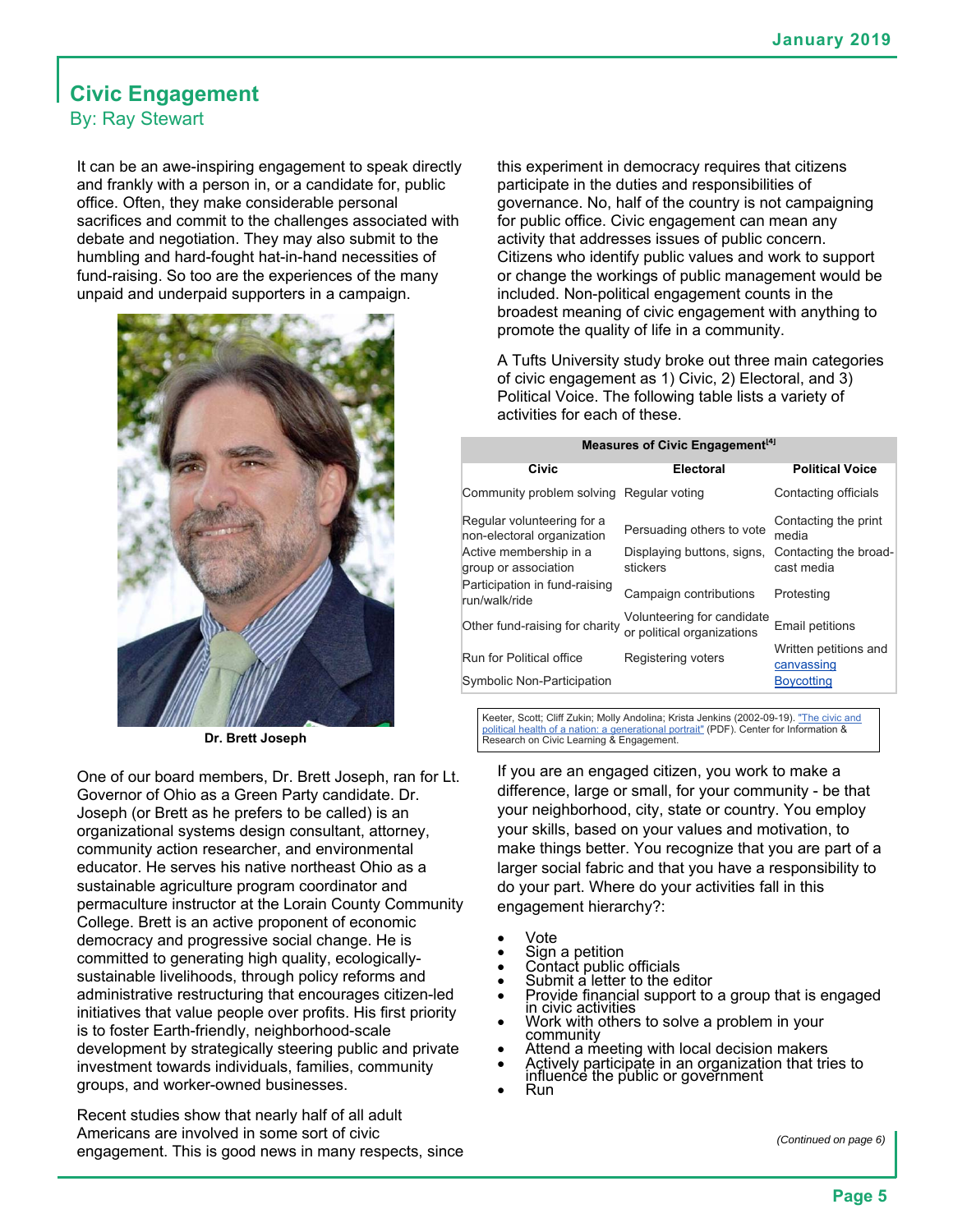## Civic Engagement

By: Ray Stewart

It can be an awe-inspiring engagement to speak directly and frankly with a person in, or a candidate for, public office. Often, they make considerable personal sacrifices and commit to the challenges associated with debate and negotiation. They may also submit to the humbling and hard-fought hat-in-hand necessities of fund-raising. So too are the experiences of the many unpaid and underpaid supporters in a campaign.

**Dr. Brett Joseph**

One of our board members, Dr. Brett Joseph, ran for Lt. Governor of Ohio as a Green Party candidate. Dr. Joseph (or Brett as he prefers to be called) is an organizational systems design consultant, attorney, community action researcher, and environmental educator. He serves his native northeast Ohio as a sustainable agriculture program coordinator and permaculture instructor at the Lorain County Community College. Brett is an active proponent of economic democracy and progressive social change. He is committed to generating high quality, ecologically-sustainable livelihoods, through policy reforms and administrative restructuring that encourages citizen-led initiatives that value people over profits. His first priority is to foster Earth-friendly, neighborhood-scale development by strategically steering public and private investment towards individuals, families, community groups, and worker-owned businesses.

Recent studies show that nearly half of all adult Americans are involved in some sort of civic engagement. This is good news in many respects, since this experiment in democracy requires that citizens participate in the duties and responsibilities of governance. No, half of the country is not campaigning for public office. Civic engagement can mean any activity that addresses issues of public concern. Citizens who identify public values and work to support or change the workings of public management would be included. Non-political engagement counts in the broadest meaning of civic engagement with anything to promote the quality of life in a community.

A Tufts University study broke out three main categories of civic engagement as 1) Civic, 2) Electoral, and 3) Political Voice. The following table lists a variety of activities for each of these.

**Measures of Civic Engagement[4]**

| Civic | Electoral | Political Voice |
|---|---|---|
| Community problem solving | Regular voting | Contacting officials |
| Regular volunteering for a non-electoral organization | Persuading others to vote | Contacting the print media |
| Active membership in a group or association | Displaying buttons, signs, stickers | Contacting the broad-cast media |
| Participation in fund-raising run/walk/ride | Campaign contributions | Protesting |
| Other fund-raising for charity | Volunteering for candidate or political organizations | Email petitions |
| Run for Political office | Registering voters | Written petitions and canvassing |
| Symbolic Non-Participation | | Boycotting |

Keeter, Scott; Cliff Zukin; Molly Andolina; Krista Jenkins (2002-09-19). "The civic and political health of a nation: a generational portrait" (PDF). Center for Information & Research on Civic Learning & Engagement.

If you are an engaged citizen, you work to make a difference, large or small, for your community - be that your neighborhood, city, state or country. You employ your skills, based on your values and motivation, to make things better. You recognize that you are part of a larger social fabric and that you have a responsibility to do your part. Where do your activities fall in this engagement hierarchy?:

- Vote
- Sign a petition
- Contact public officials
- Submit a letter to the editor
- Provide financial support to a group that is engaged in civic activities
- Work with others to solve a problem in your community
- Attend a meeting with local decision makers
- Actively participate in an organization that tries to influence the public or government
- Run

*(Continued on page 6)*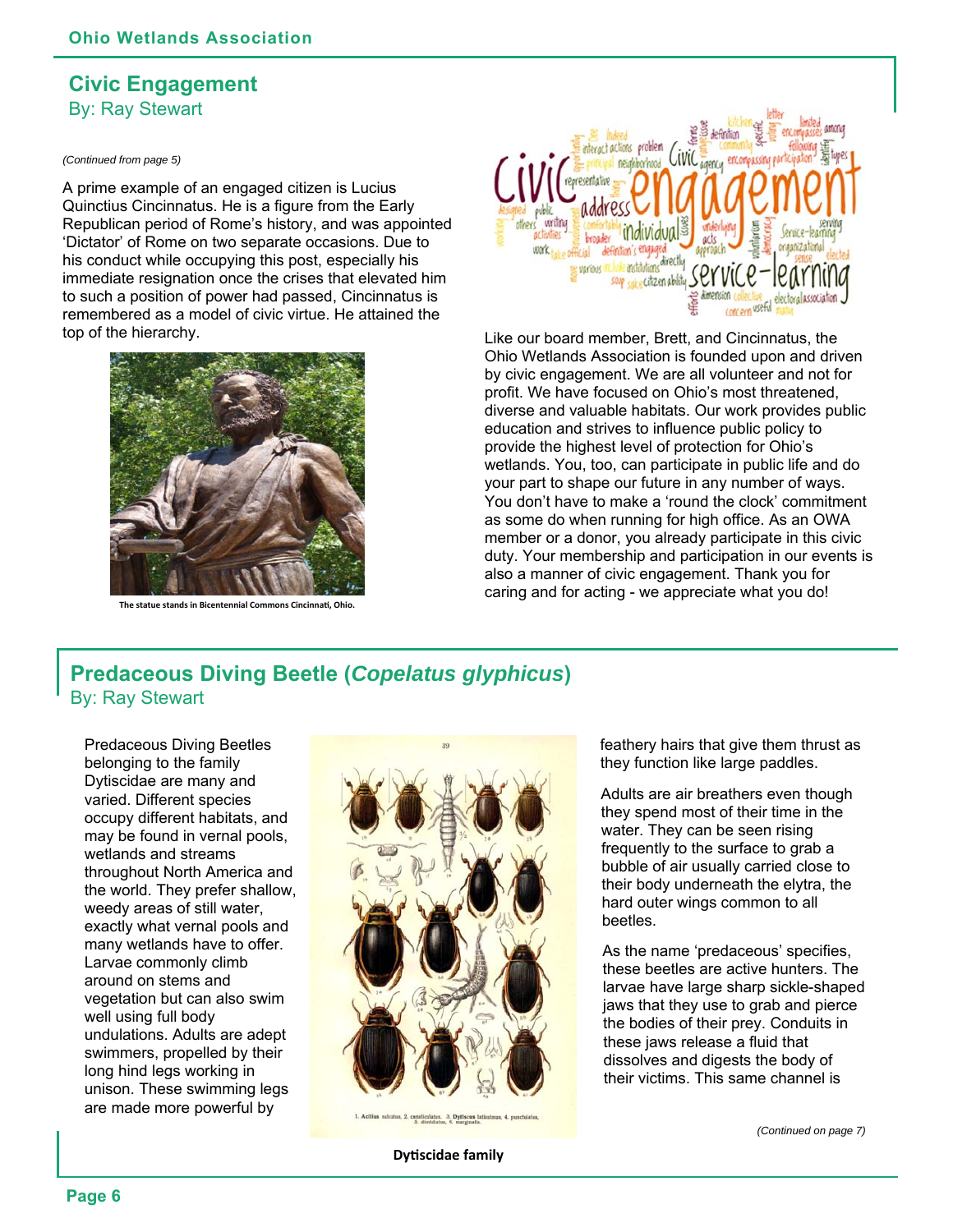## Civic Engagement

By: Ray Stewart

*(Continued from page 5)*

A prime example of an engaged citizen is Lucius Quinctius Cincinnatus. He is a figure from the Early Republican period of Rome's history, and was appointed 'Dictator' of Rome on two separate occasions. Due to his conduct while occupying this post, especially his immediate resignation once the crises that elevated him to such a position of power had passed, Cincinnatus is remembered as a model of civic virtue. He attained the top of the hierarchy.

**The statue stands in Bicentennial Commons Cincinnati, Ohio.**

Like our board member, Brett, and Cincinnatus, the Ohio Wetlands Association is founded upon and driven by civic engagement. We are all volunteer and not for profit. We have focused on Ohio's most threatened, diverse and valuable habitats. Our work provides public education and strives to influence public policy to provide the highest level of protection for Ohio's wetlands. You, too, can participate in public life and do your part to shape our future in any number of ways. You don't have to make a 'round the clock' commitment as some do when running for high office. As an OWA member or a donor, you already participate in this civic duty. Your membership and participation in our events is also a manner of civic engagement. Thank you for caring and for acting - we appreciate what you do!

## Predaceous Diving Beetle (*Copelatus glyphicus*)

By: Ray Stewart

Predaceous Diving Beetles belonging to the family Dytiscidae are many and varied. Different species occupy different habitats, and may be found in vernal pools, wetlands and streams throughout North America and the world. They prefer shallow, weedy areas of still water, exactly what vernal pools and many wetlands have to offer. Larvae commonly climb around on stems and vegetation but can also swim well using full body undulations. Adults are adept swimmers, propelled by their long hind legs working in unison. These swimming legs are made more powerful by feathery hairs that give them thrust as they function like large paddles.

**Dytiscidae family**

Adults are air breathers even though they spend most of their time in the water. They can be seen rising frequently to the surface to grab a bubble of air usually carried close to their body underneath the elytra, the hard outer wings common to all beetles.

As the name 'predaceous' specifies, these beetles are active hunters. The larvae have large sharp sickle-shaped jaws that they use to grab and pierce the bodies of their prey. Conduits in these jaws release a fluid that dissolves and digests the body of their victims. This same channel is

*(Continued on page 7)*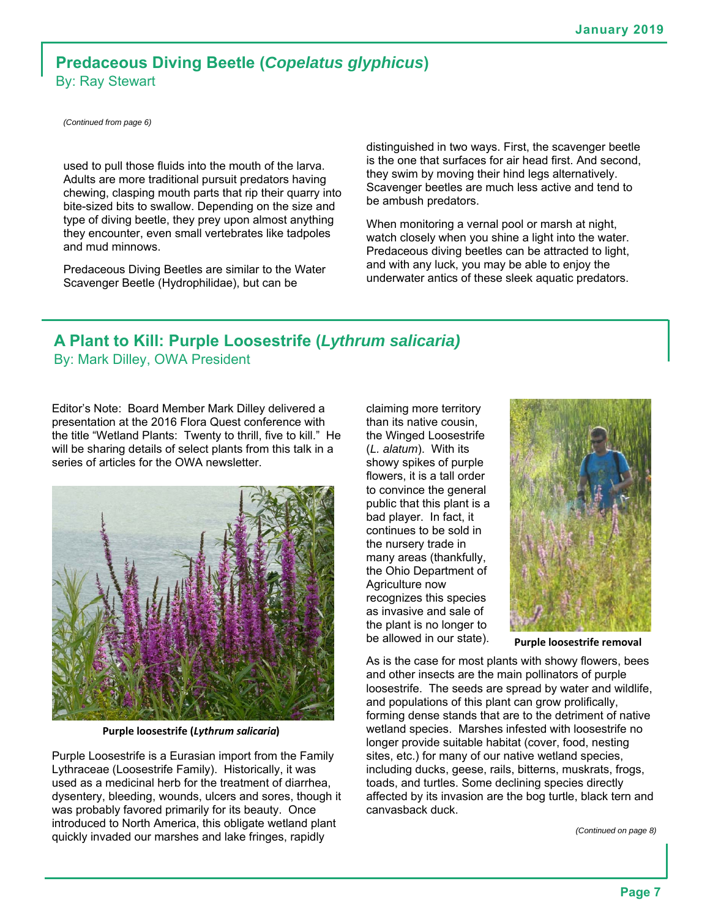## Predaceous Diving Beetle (*Copelatus glyphicus*)

By: Ray Stewart

*(Continued from page 6)*

used to pull those fluids into the mouth of the larva. Adults are more traditional pursuit predators having chewing, clasping mouth parts that rip their quarry into bite-sized bits to swallow. Depending on the size and type of diving beetle, they prey upon almost anything they encounter, even small vertebrates like tadpoles and mud minnows.

Predaceous Diving Beetles are similar to the Water Scavenger Beetle (Hydrophilidae), but can be distinguished in two ways. First, the scavenger beetle is the one that surfaces for air head first. And second, they swim by moving their hind legs alternatively. Scavenger beetles are much less active and tend to be ambush predators.

When monitoring a vernal pool or marsh at night, watch closely when you shine a light into the water. Predaceous diving beetles can be attracted to light, and with any luck, you may be able to enjoy the underwater antics of these sleek aquatic predators.

## A Plant to Kill: Purple Loosestrife (*Lythrum salicaria)*

By: Mark Dilley, OWA President

Editor's Note: Board Member Mark Dilley delivered a presentation at the 2016 Flora Quest conference with the title "Wetland Plants: Twenty to thrill, five to kill." He will be sharing details of select plants from this talk in a series of articles for the OWA newsletter.

**Purple loosestrife (*Lythrum salicaria*)**

Purple Loosestrife is a Eurasian import from the Family Lythraceae (Loosestrife Family). Historically, it was used as a medicinal herb for the treatment of diarrhea, dysentery, bleeding, wounds, ulcers and sores, though it was probably favored primarily for its beauty. Once introduced to North America, this obligate wetland plant quickly invaded our marshes and lake fringes, rapidly claiming more territory than its native cousin, the Winged Loosestrife (*L. alatum*). With its showy spikes of purple flowers, it is a tall order to convince the general public that this plant is a bad player. In fact, it continues to be sold in the nursery trade in many areas (thankfully, the Ohio Department of Agriculture now recognizes this species as invasive and sale of the plant is no longer to be allowed in our state).

**Purple loosestrife removal**

As is the case for most plants with showy flowers, bees and other insects are the main pollinators of purple loosestrife. The seeds are spread by water and wildlife, and populations of this plant can grow prolifically, forming dense stands that are to the detriment of native wetland species. Marshes infested with loosestrife no longer provide suitable habitat (cover, food, nesting sites, etc.) for many of our native wetland species, including ducks, geese, rails, bitterns, muskrats, frogs, toads, and turtles. Some declining species directly affected by its invasion are the bog turtle, black tern and canvasback duck.

*(Continued on page 8)*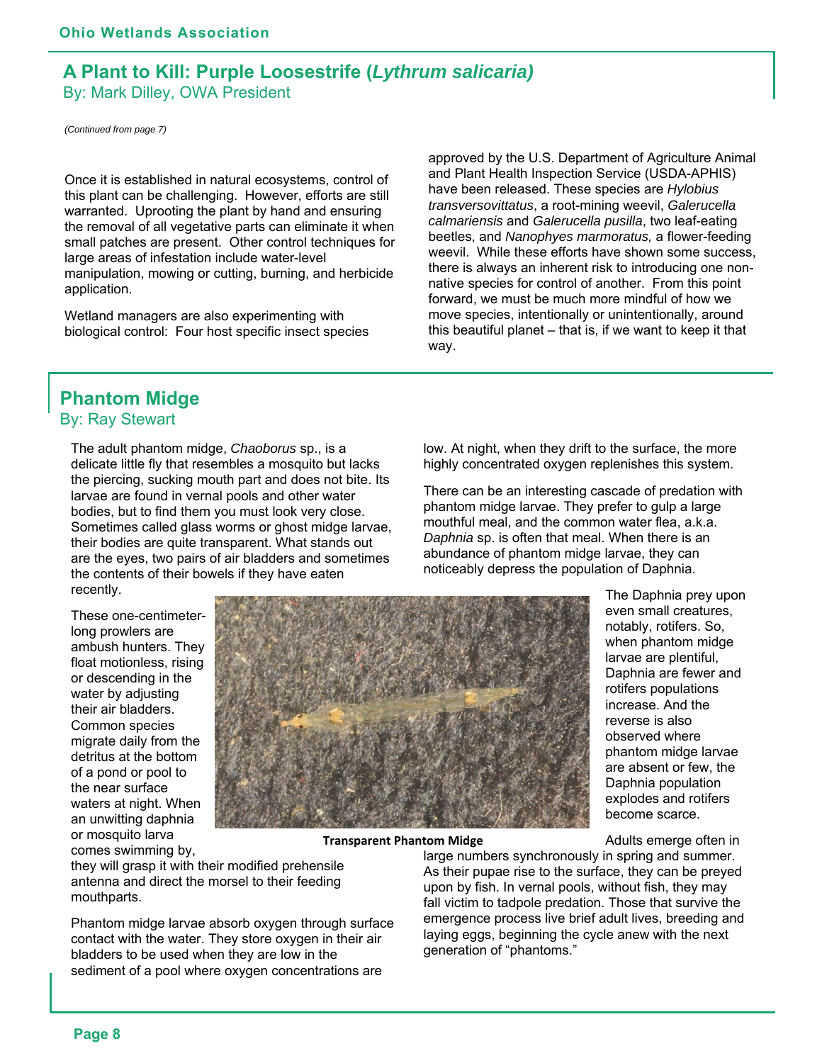## A Plant to Kill: Purple Loosestrife (*Lythrum salicaria)*

By: Mark Dilley, OWA President

*(Continued from page 7)*

Once it is established in natural ecosystems, control of this plant can be challenging. However, efforts are still warranted. Uprooting the plant by hand and ensuring the removal of all vegetative parts can eliminate it when small patches are present. Other control techniques for large areas of infestation include water-level manipulation, mowing or cutting, burning, and herbicide application.

Wetland managers are also experimenting with biological control: Four host specific insect species approved by the U.S. Department of Agriculture Animal and Plant Health Inspection Service (USDA-APHIS) have been released. These species are *Hylobius transversovittatus*, a root-mining weevil, *Galerucella calmariensis* and *Galerucella pusilla*, two leaf-eating beetles, and *Nanophyes marmoratus,* a flower-feeding weevil. While these efforts have shown some success, there is always an inherent risk to introducing one non-native species for control of another. From this point forward, we must be much more mindful of how we move species, intentionally or unintentionally, around this beautiful planet – that is, if we want to keep it that way.

## Phantom Midge

By: Ray Stewart

The adult phantom midge, *Chaoborus* sp., is a delicate little fly that resembles a mosquito but lacks the piercing, sucking mouth part and does not bite. Its larvae are found in vernal pools and other water bodies, but to find them you must look very close. Sometimes called glass worms or ghost midge larvae, their bodies are quite transparent. What stands out are the eyes, two pairs of air bladders and sometimes the contents of their bowels if they have eaten recently.

These one-centimeter-long prowlers are ambush hunters. They float motionless, rising or descending in the water by adjusting their air bladders. Common species migrate daily from the detritus at the bottom of a pond or pool to the near surface waters at night. When an unwitting daphnia or mosquito larva comes swimming by, they will grasp it with their modified prehensile antenna and direct the morsel to their feeding mouthparts.

**Transparent Phantom Midge**

Phantom midge larvae absorb oxygen through surface contact with the water. They store oxygen in their air bladders to be used when they are low in the sediment of a pool where oxygen concentrations are low. At night, when they drift to the surface, the more highly concentrated oxygen replenishes this system.

There can be an interesting cascade of predation with phantom midge larvae. They prefer to gulp a large mouthful meal, and the common water flea, a.k.a. *Daphnia* sp. is often that meal. When there is an abundance of phantom midge larvae, they can noticeably depress the population of Daphnia.

The Daphnia prey upon even small creatures, notably, rotifers. So, when phantom midge larvae are plentiful, Daphnia are fewer and rotifers populations increase. And the reverse is also observed where phantom midge larvae are absent or few, the Daphnia population explodes and rotifers become scarce.

Adults emerge often in large numbers synchronously in spring and summer. As their pupae rise to the surface, they can be preyed upon by fish. In vernal pools, without fish, they may fall victim to tadpole predation. Those that survive the emergence process live brief adult lives, breeding and laying eggs, beginning the cycle anew with the next generation of "phantoms."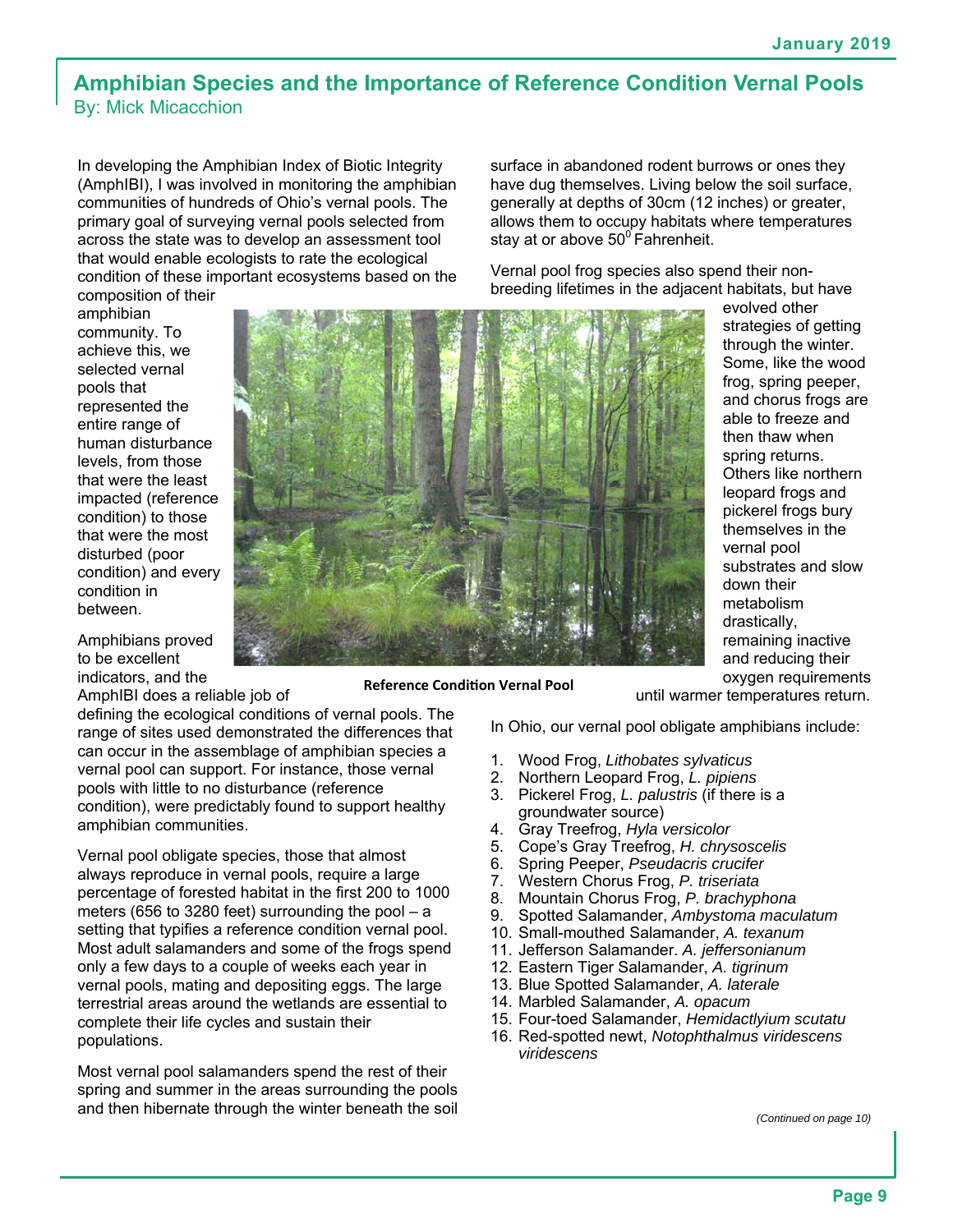## Amphibian Species and the Importance of Reference Condition Vernal Pools

By: Mick Micacchion

In developing the Amphibian Index of Biotic Integrity (AmphIBI), I was involved in monitoring the amphibian communities of hundreds of Ohio's vernal pools. The primary goal of surveying vernal pools selected from across the state was to develop an assessment tool that would enable ecologists to rate the ecological condition of these important ecosystems based on the composition of their amphibian community. To achieve this, we selected vernal pools that represented the entire range of human disturbance levels, from those that were the least impacted (reference condition) to those that were the most disturbed (poor condition) and every condition in between.

Amphibians proved to be excellent indicators, and the AmphIBI does a reliable job of defining the ecological conditions of vernal pools. The range of sites used demonstrated the differences that can occur in the assemblage of amphibian species a vernal pool can support. For instance, those vernal pools with little to no disturbance (reference condition), were predictably found to support healthy amphibian communities.

Reference Condition Vernal Pool

Vernal pool obligate species, those that almost always reproduce in vernal pools, require a large percentage of forested habitat in the first 200 to 1000 meters (656 to 3280 feet) surrounding the pool – a setting that typifies a reference condition vernal pool. Most adult salamanders and some of the frogs spend only a few days to a couple of weeks each year in vernal pools, mating and depositing eggs. The large terrestrial areas around the wetlands are essential to complete their life cycles and sustain their populations.

Most vernal pool salamanders spend the rest of their spring and summer in the areas surrounding the pools and then hibernate through the winter beneath the soil surface in abandoned rodent burrows or ones they have dug themselves. Living below the soil surface, generally at depths of 30cm (12 inches) or greater, allows them to occupy habitats where temperatures stay at or above 50$^0$ Fahrenheit.

Vernal pool frog species also spend their non-breeding lifetimes in the adjacent habitats, but have evolved other strategies of getting through the winter. Some, like the wood frog, spring peeper, and chorus frogs are able to freeze and then thaw when spring returns. Others like northern leopard frogs and pickerel frogs bury themselves in the vernal pool substrates and slow down their metabolism drastically, remaining inactive and reducing their oxygen requirements until warmer temperatures return.

In Ohio, our vernal pool obligate amphibians include:

1. Wood Frog, *Lithobates sylvaticus*
2. Northern Leopard Frog, *L. pipiens*
3. Pickerel Frog, *L. palustris* (if there is a groundwater source)
4. Gray Treefrog, *Hyla versicolor*
5. Cope's Gray Treefrog, *H. chrysoscelis*
6. Spring Peeper, *Pseudacris crucifer*
7. Western Chorus Frog, *P. triseriata*
8. Mountain Chorus Frog, *P. brachyphona*
9. Spotted Salamander, *Ambystoma maculatum*
10. Small-mouthed Salamander, *A. texanum*
11. Jefferson Salamander. *A. jeffersonianum*
12. Eastern Tiger Salamander, *A. tigrinum*
13. Blue Spotted Salamander, *A. laterale*
14. Marbled Salamander, *A. opacum*
15. Four-toed Salamander, *Hemidactlyium scutatu*
16. Red-spotted newt, *Notophthalmus viridescens viridescens*

*(Continued on page 10)*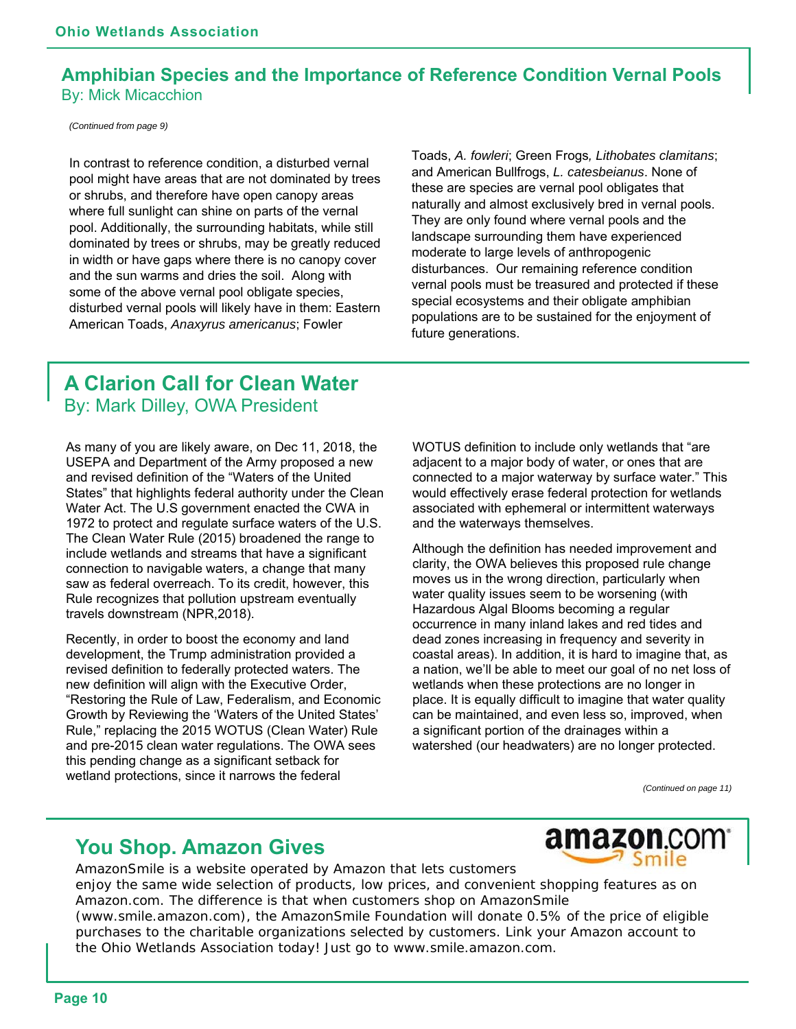## Amphibian Species and the Importance of Reference Condition Vernal Pools

By: Mick Micacchion

*(Continued from page 9)*

In contrast to reference condition, a disturbed vernal pool might have areas that are not dominated by trees or shrubs, and therefore have open canopy areas where full sunlight can shine on parts of the vernal pool. Additionally, the surrounding habitats, while still dominated by trees or shrubs, may be greatly reduced in width or have gaps where there is no canopy cover and the sun warms and dries the soil. Along with some of the above vernal pool obligate species, disturbed vernal pools will likely have in them: Eastern American Toads, *Anaxyrus americanus*; Fowler Toads, *A. fowleri*; Green Frogs, *Lithobates clamitans*; and American Bullfrogs, *L. catesbeianus*. None of these are species are vernal pool obligates that naturally and almost exclusively bred in vernal pools. They are only found where vernal pools and the landscape surrounding them have experienced moderate to large levels of anthropogenic disturbances. Our remaining reference condition vernal pools must be treasured and protected if these special ecosystems and their obligate amphibian populations are to be sustained for the enjoyment of future generations.

## A Clarion Call for Clean Water

By: Mark Dilley, OWA President

As many of you are likely aware, on Dec 11, 2018, the USEPA and Department of the Army proposed a new and revised definition of the "Waters of the United States" that highlights federal authority under the Clean Water Act. The U.S government enacted the CWA in 1972 to protect and regulate surface waters of the U.S. The Clean Water Rule (2015) broadened the range to include wetlands and streams that have a significant connection to navigable waters, a change that many saw as federal overreach. To its credit, however, this Rule recognizes that pollution upstream eventually travels downstream (NPR,2018).

Recently, in order to boost the economy and land development, the Trump administration provided a revised definition to federally protected waters. The new definition will align with the Executive Order, "Restoring the Rule of Law, Federalism, and Economic Growth by Reviewing the 'Waters of the United States' Rule," replacing the 2015 WOTUS (Clean Water) Rule and pre-2015 clean water regulations. The OWA sees this pending change as a significant setback for wetland protections, since it narrows the federal WOTUS definition to include only wetlands that "are adjacent to a major body of water, or ones that are connected to a major waterway by surface water." This would effectively erase federal protection for wetlands associated with ephemeral or intermittent waterways and the waterways themselves.

Although the definition has needed improvement and clarity, the OWA believes this proposed rule change moves us in the wrong direction, particularly when water quality issues seem to be worsening (with Hazardous Algal Blooms becoming a regular occurrence in many inland lakes and red tides and dead zones increasing in frequency and severity in coastal areas). In addition, it is hard to imagine that, as a nation, we'll be able to meet our goal of no net loss of wetlands when these protections are no longer in place. It is equally difficult to imagine that water quality can be maintained, and even less so, improved, when a significant portion of the drainages within a watershed (our headwaters) are no longer protected.

*(Continued on page 11)*

## You Shop. Amazon Gives

amazon.com Smile

AmazonSmile is a website operated by Amazon that lets customers enjoy the same wide selection of products, low prices, and convenient shopping features as on Amazon.com. The difference is that when customers shop on AmazonSmile (www.smile.amazon.com), the AmazonSmile Foundation will donate 0.5% of the price of eligible purchases to the charitable organizations selected by customers. Link your Amazon account to the Ohio Wetlands Association today! Just go to www.smile.amazon.com.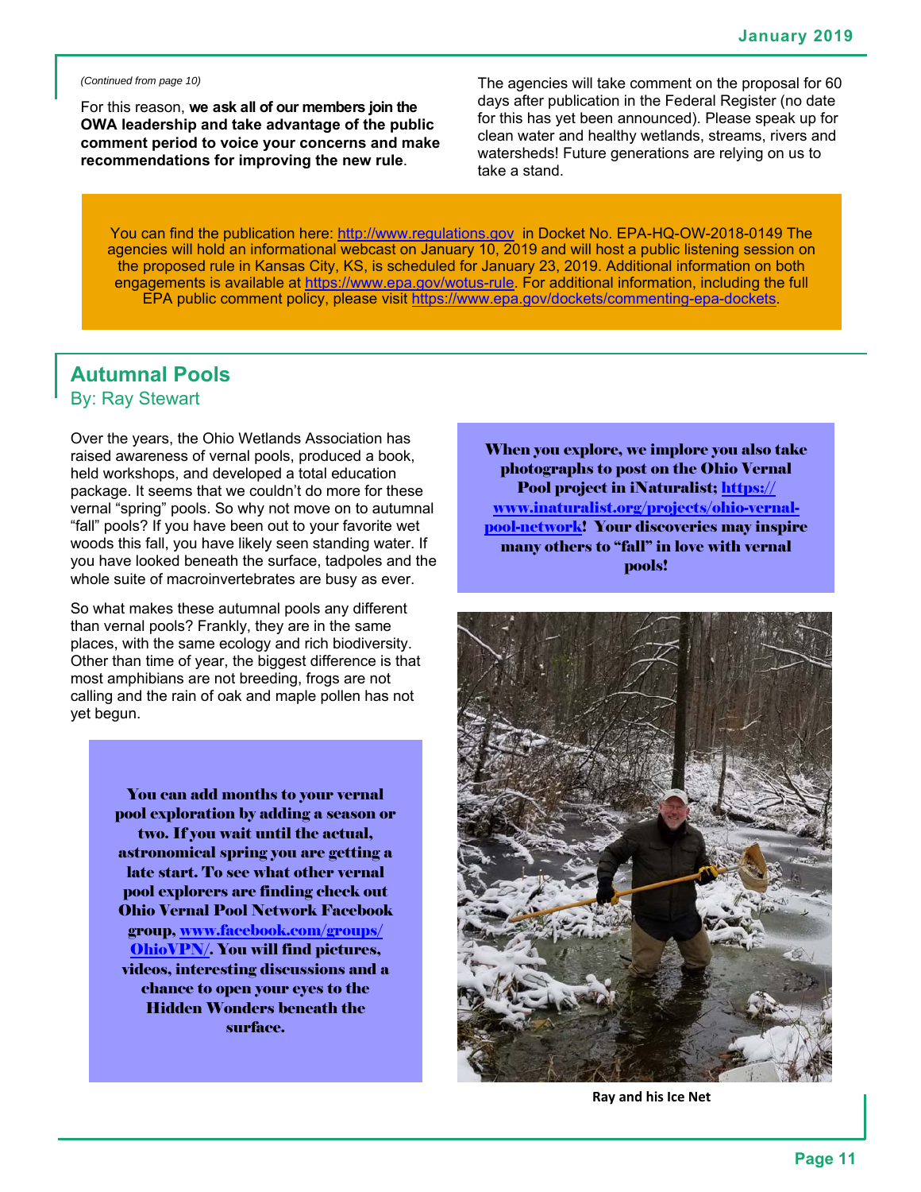*(Continued from page 10)*

For this reason, **we ask all of our members join the OWA leadership and take advantage of the public comment period to voice your concerns and make recommendations for improving the new rule**.

The agencies will take comment on the proposal for 60 days after publication in the Federal Register (no date for this has yet been announced). Please speak up for clean water and healthy wetlands, streams, rivers and watersheds! Future generations are relying on us to take a stand.

You can find the publication here: http://www.regulations.gov in Docket No. EPA-HQ-OW-2018-0149 The agencies will hold an informational webcast on January 10, 2019 and will host a public listening session on the proposed rule in Kansas City, KS, is scheduled for January 23, 2019. Additional information on both engagements is available at https://www.epa.gov/wotus-rule. For additional information, including the full EPA public comment policy, please visit https://www.epa.gov/dockets/commenting-epa-dockets.

## Autumnal Pools

By: Ray Stewart

Over the years, the Ohio Wetlands Association has raised awareness of vernal pools, produced a book, held workshops, and developed a total education package. It seems that we couldn't do more for these vernal "spring" pools. So why not move on to autumnal "fall" pools? If you have been out to your favorite wet woods this fall, you have likely seen standing water. If you have looked beneath the surface, tadpoles and the whole suite of macroinvertebrates are busy as ever.

So what makes these autumnal pools any different than vernal pools? Frankly, they are in the same places, with the same ecology and rich biodiversity. Other than time of year, the biggest difference is that most amphibians are not breeding, frogs are not calling and the rain of oak and maple pollen has not yet begun.

**You can add months to your vernal pool exploration by adding a season or two. If you wait until the actual, astronomical spring you are getting a late start. To see what other vernal pool explorers are finding check out Ohio Vernal Pool Network Facebook group, www.facebook.com/groups/OhioVPN/. You will find pictures, videos, interesting discussions and a chance to open your eyes to the Hidden Wonders beneath the surface.**

**When you explore, we implore you also take photographs to post on the Ohio Vernal Pool project in iNaturalist; https://www.inaturalist.org/projects/ohio-vernal-pool-network! Your discoveries may inspire many others to "fall" in love with vernal pools!**

**Ray and his Ice Net**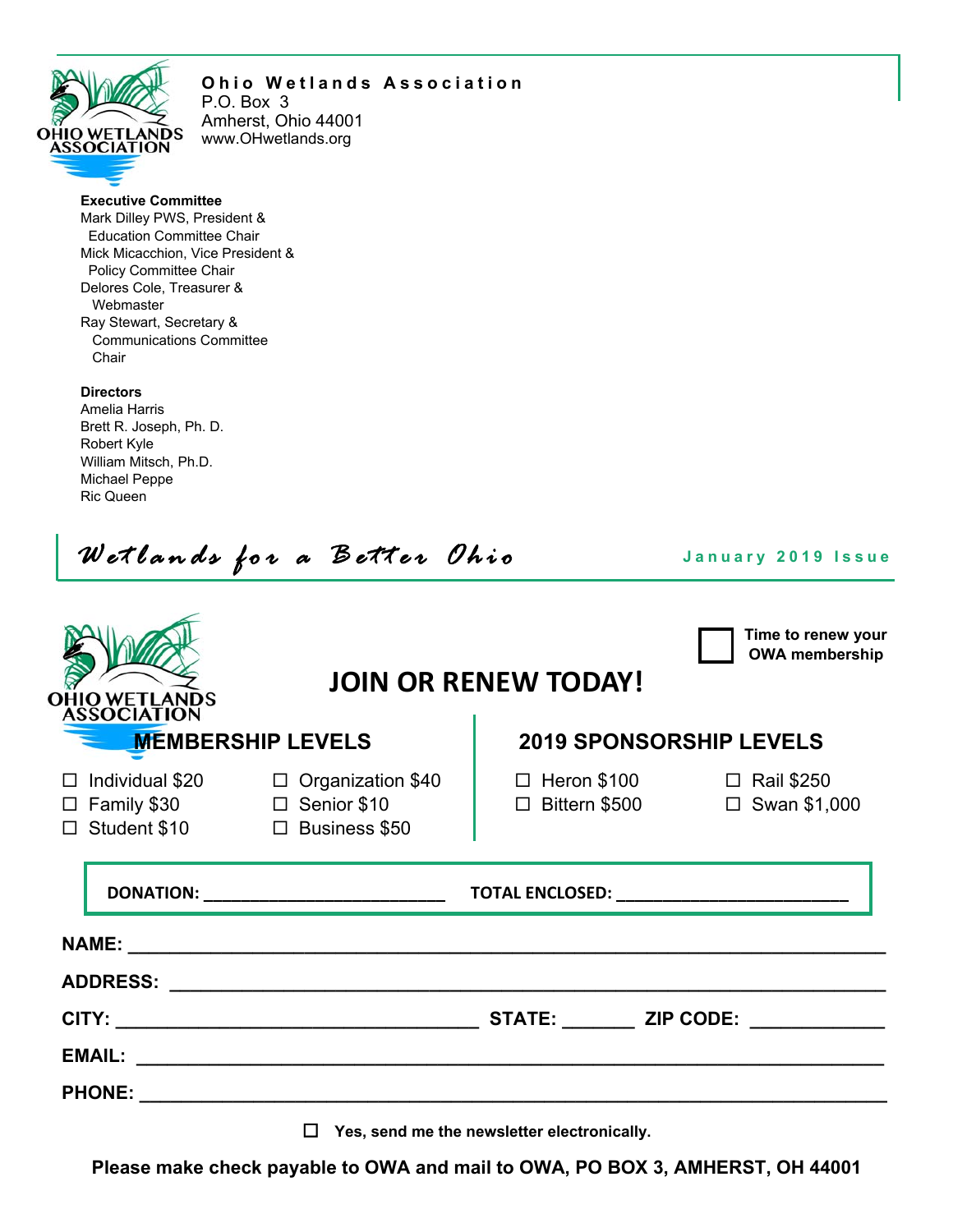**Ohio Wetlands Association**
P.O. Box 3
Amherst, Ohio 44001
www.OHwetlands.org

**Executive Committee**
Mark Dilley PWS, President & Education Committee Chair
Mick Micacchion, Vice President & Policy Committee Chair
Delores Cole, Treasurer & Webmaster
Ray Stewart, Secretary & Communications Committee Chair

**Directors**
Amelia Harris
Brett R. Joseph, Ph. D.
Robert Kyle
William Mitsch, Ph.D.
Michael Peppe
Ric Queen

*Wetlands for a Better Ohio* — January 2019 Issue

☐ **Time to renew your OWA membership**

# JOIN OR RENEW TODAY!

## MEMBERSHIP LEVELS

- ☐ Individual $20
- ☐ Family $30
- ☐ Student $10
- ☐ Organization $40
- ☐ Senior $10
- ☐ Business $50

## 2019 SPONSORSHIP LEVELS

- ☐ Heron $100
- ☐ Bittern $500
- ☐ Rail $250
- ☐ Swan $1,000

**DONATION:** ____________________ **TOTAL ENCLOSED:** ____________________

**NAME:** ______________________________________________

**ADDRESS:** ______________________________________________

**CITY:** ______________________ **STATE:** ______ **ZIP CODE:** __________

**EMAIL:** ______________________________________________

**PHONE:** ______________________________________________

☐ **Yes, send me the newsletter electronically.**

**Please make check payable to OWA and mail to OWA, PO BOX 3, AMHERST, OH 44001**